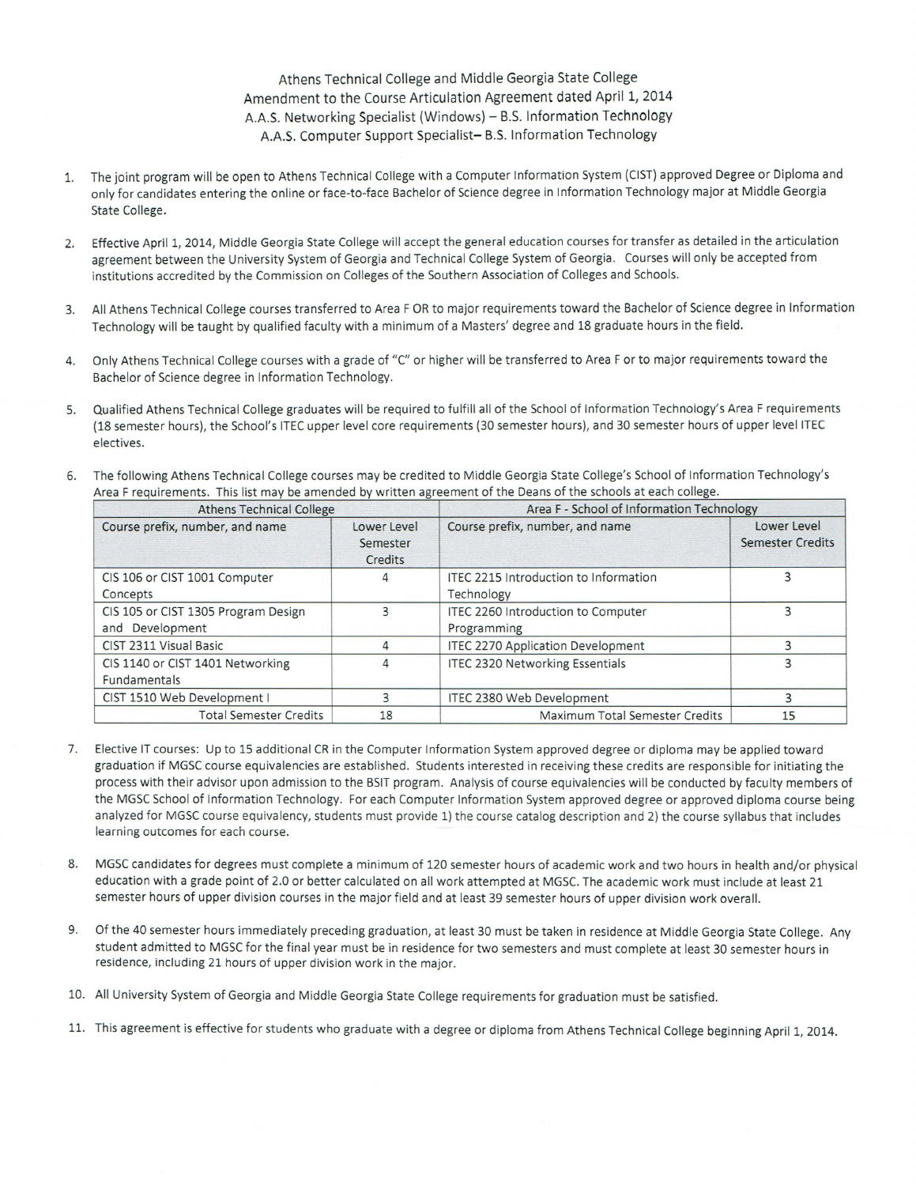# Athens Technical College and Middle Georgia State College
## Amendment to the Course Articulation Agreement dated April 1, 2014
## A.A.S. Networking Specialist (Windows) – B.S. Information Technology
## A.A.S. Computer Support Specialist– B.S. Information Technology

1. The joint program will be open to Athens Technical College with a Computer Information System (CIST) approved Degree or Diploma and only for candidates entering the online or face-to-face Bachelor of Science degree in Information Technology major at Middle Georgia State College.

2. Effective April 1, 2014, Middle Georgia State College will accept the general education courses for transfer as detailed in the articulation agreement between the University System of Georgia and Technical College System of Georgia. Courses will only be accepted from institutions accredited by the Commission on Colleges of the Southern Association of Colleges and Schools.

3. All Athens Technical College courses transferred to Area F OR to major requirements toward the Bachelor of Science degree in Information Technology will be taught by qualified faculty with a minimum of a Masters' degree and 18 graduate hours in the field.

4. Only Athens Technical College courses with a grade of "C" or higher will be transferred to Area F or to major requirements toward the Bachelor of Science degree in Information Technology.

5. Qualified Athens Technical College graduates will be required to fulfill all of the School of Information Technology's Area F requirements (18 semester hours), the School's ITEC upper level core requirements (30 semester hours), and 30 semester hours of upper level ITEC electives.

6. The following Athens Technical College courses may be credited to Middle Georgia State College's School of Information Technology's Area F requirements. This list may be amended by written agreement of the Deans of the schools at each college.

| Athens Technical College | | Area F - School of Information Technology | |
|---|---|---|---|
| Course prefix, number, and name | Lower Level Semester Credits | Course prefix, number, and name | Lower Level Semester Credits |
| CIS 106 or CIST 1001 Computer Concepts | 4 | ITEC 2215 Introduction to Information Technology | 3 |
| CIS 105 or CIST 1305 Program Design and Development | 3 | ITEC 2260 Introduction to Computer Programming | 3 |
| CIST 2311 Visual Basic | 4 | ITEC 2270 Application Development | 3 |
| CIS 1140 or CIST 1401 Networking Fundamentals | 4 | ITEC 2320 Networking Essentials | 3 |
| CIST 1510 Web Development I | 3 | ITEC 2380 Web Development | 3 |
| Total Semester Credits | 18 | Maximum Total Semester Credits | 15 |

7. Elective IT courses: Up to 15 additional CR in the Computer Information System approved degree or diploma may be applied toward graduation if MGSC course equivalencies are established. Students interested in receiving these credits are responsible for initiating the process with their advisor upon admission to the BSIT program. Analysis of course equivalencies will be conducted by faculty members of the MGSC School of Information Technology. For each Computer Information System approved degree or approved diploma course being analyzed for MGSC course equivalency, students must provide 1) the course catalog description and 2) the course syllabus that includes learning outcomes for each course.

8. MGSC candidates for degrees must complete a minimum of 120 semester hours of academic work and two hours in health and/or physical education with a grade point of 2.0 or better calculated on all work attempted at MGSC. The academic work must include at least 21 semester hours of upper division courses in the major field and at least 39 semester hours of upper division work overall.

9. Of the 40 semester hours immediately preceding graduation, at least 30 must be taken in residence at Middle Georgia State College. Any student admitted to MGSC for the final year must be in residence for two semesters and must complete at least 30 semester hours in residence, including 21 hours of upper division work in the major.

10. All University System of Georgia and Middle Georgia State College requirements for graduation must be satisfied.

11. This agreement is effective for students who graduate with a degree or diploma from Athens Technical College beginning April 1, 2014.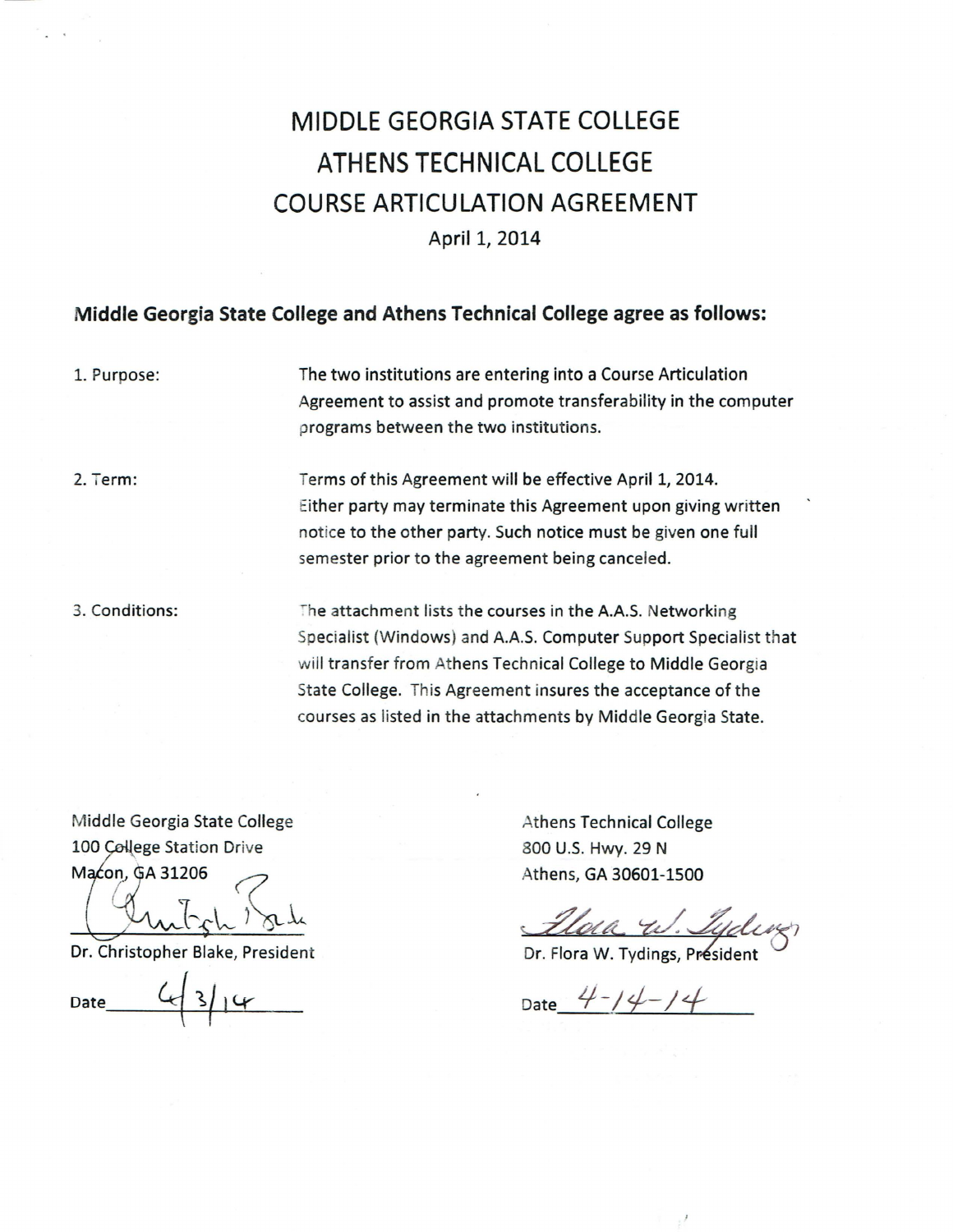# MIDDLE GEORGIA STATE COLLEGE
# ATHENS TECHNICAL COLLEGE
# COURSE ARTICULATION AGREEMENT

April 1, 2014

## Middle Georgia State College and Athens Technical College agree as follows:

| | |
|---|---|
| 1. Purpose: | The two institutions are entering into a Course Articulation Agreement to assist and promote transferability in the computer programs between the two institutions. |
| 2. Term: | Terms of this Agreement will be effective April 1, 2014. Either party may terminate this Agreement upon giving written notice to the other party. Such notice must be given one full semester prior to the agreement being canceled. |
| 3. Conditions: | The attachment lists the courses in the A.A.S. Networking Specialist (Windows) and A.A.S. Computer Support Specialist that will transfer from Athens Technical College to Middle Georgia State College. This Agreement insures the acceptance of the courses as listed in the attachments by Middle Georgia State. |

Middle Georgia State College
100 College Station Drive
Macon, GA 31206

Dr. Christopher Blake, President

Date 4/3/14

Athens Technical College
800 U.S. Hwy. 29 N
Athens, GA 30601-1500

Dr. Flora W. Tydings, President

Date 4-14-14